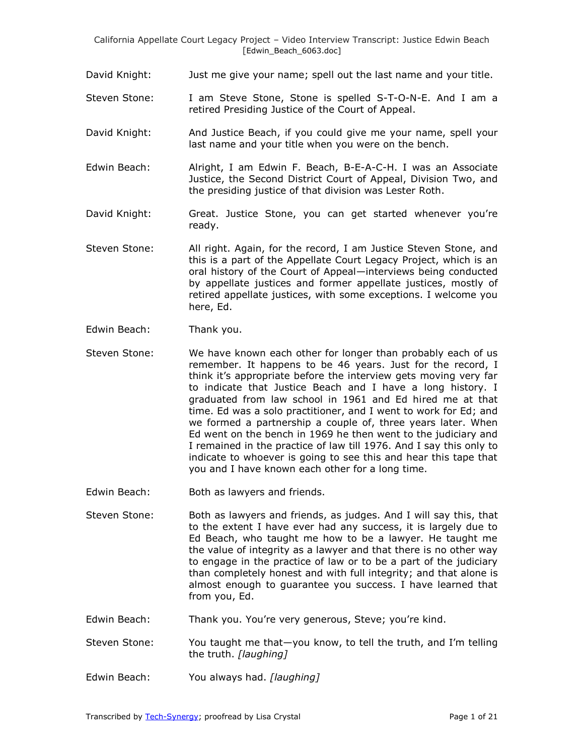David Knight: Just me give your name; spell out the last name and your title.

Steven Stone: I am Steve Stone, Stone is spelled S-T-O-N-E. And I am a retired Presiding Justice of the Court of Appeal.

David Knight: And Justice Beach, if you could give me your name, spell your last name and your title when you were on the bench.

Edwin Beach: Alright, I am Edwin F. Beach, B-E-A-C-H. I was an Associate Justice, the Second District Court of Appeal, Division Two, and the presiding justice of that division was Lester Roth.

David Knight: Great. Justice Stone, you can get started whenever you're ready.

Steven Stone: All right. Again, for the record, I am Justice Steven Stone, and this is a part of the Appellate Court Legacy Project, which is an oral history of the Court of Appeal—interviews being conducted by appellate justices and former appellate justices, mostly of retired appellate justices, with some exceptions. I welcome you here, Ed.

Edwin Beach: Thank you.

Steven Stone: We have known each other for longer than probably each of us remember. It happens to be 46 years. Just for the record, I think it's appropriate before the interview gets moving very far to indicate that Justice Beach and I have a long history. I graduated from law school in 1961 and Ed hired me at that time. Ed was a solo practitioner, and I went to work for Ed; and we formed a partnership a couple of, three years later. When Ed went on the bench in 1969 he then went to the judiciary and I remained in the practice of law till 1976. And I say this only to indicate to whoever is going to see this and hear this tape that you and I have known each other for a long time.

Edwin Beach: Both as lawyers and friends.

Steven Stone: Both as lawyers and friends, as judges. And I will say this, that to the extent I have ever had any success, it is largely due to Ed Beach, who taught me how to be a lawyer. He taught me the value of integrity as a lawyer and that there is no other way to engage in the practice of law or to be a part of the judiciary than completely honest and with full integrity; and that alone is almost enough to guarantee you success. I have learned that from you, Ed.

Edwin Beach: Thank you. You're very generous, Steve; you're kind.

Steven Stone: You taught me that—you know, to tell the truth, and I'm telling the truth. *[laughing]*

Edwin Beach: You always had. *[laughing]*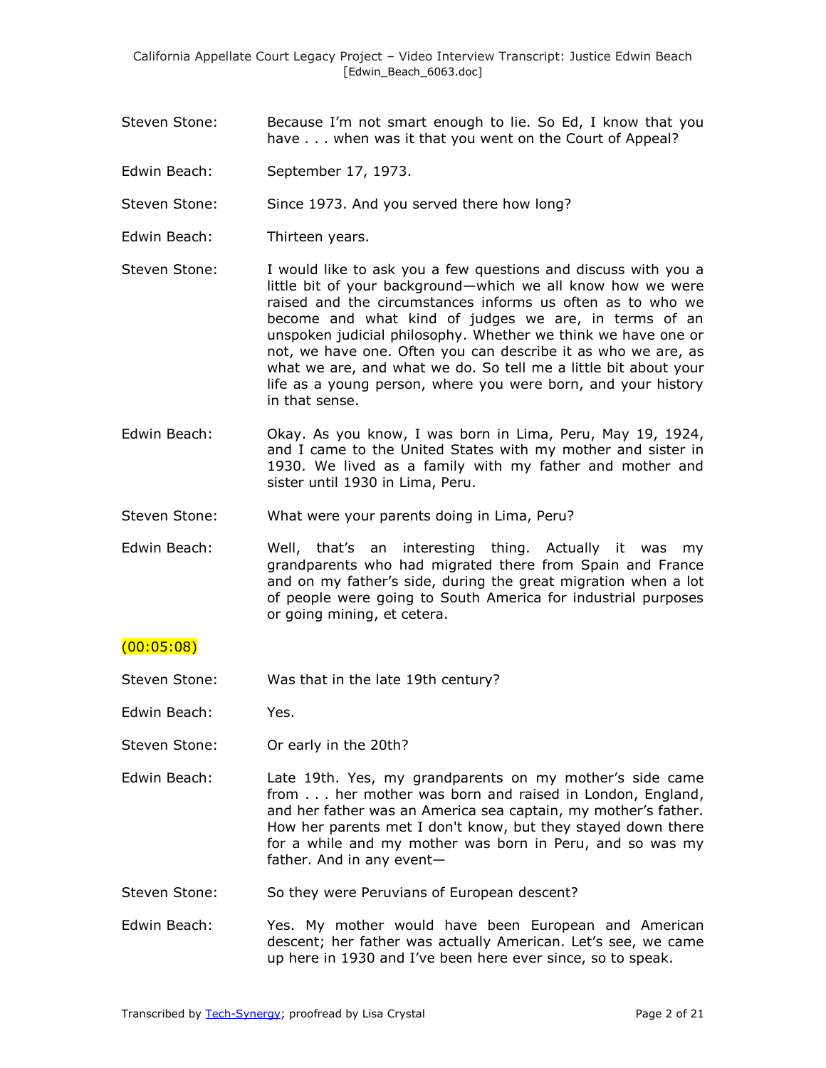Steven Stone: Because I'm not smart enough to lie. So Ed, I know that you have . . . when was it that you went on the Court of Appeal?

Edwin Beach: September 17, 1973.

Steven Stone: Since 1973. And you served there how long?

Edwin Beach: Thirteen years.

Steven Stone: I would like to ask you a few questions and discuss with you a little bit of your background—which we all know how we were raised and the circumstances informs us often as to who we become and what kind of judges we are, in terms of an unspoken judicial philosophy. Whether we think we have one or not, we have one. Often you can describe it as who we are, as what we are, and what we do. So tell me a little bit about your life as a young person, where you were born, and your history in that sense.

Edwin Beach: Okay. As you know, I was born in Lima, Peru, May 19, 1924, and I came to the United States with my mother and sister in 1930. We lived as a family with my father and mother and sister until 1930 in Lima, Peru.

Steven Stone: What were your parents doing in Lima, Peru?

Edwin Beach: Well, that's an interesting thing. Actually it was my grandparents who had migrated there from Spain and France and on my father's side, during the great migration when a lot of people were going to South America for industrial purposes or going mining, et cetera.

(00:05:08)

Steven Stone: Was that in the late 19th century?

Edwin Beach: Yes.

Steven Stone: Or early in the 20th?

Edwin Beach: Late 19th. Yes, my grandparents on my mother's side came from . . . her mother was born and raised in London, England, and her father was an America sea captain, my mother's father. How her parents met I don't know, but they stayed down there for a while and my mother was born in Peru, and so was my father. And in any event—

Steven Stone: So they were Peruvians of European descent?

Edwin Beach: Yes. My mother would have been European and American descent; her father was actually American. Let's see, we came up here in 1930 and I've been here ever since, so to speak.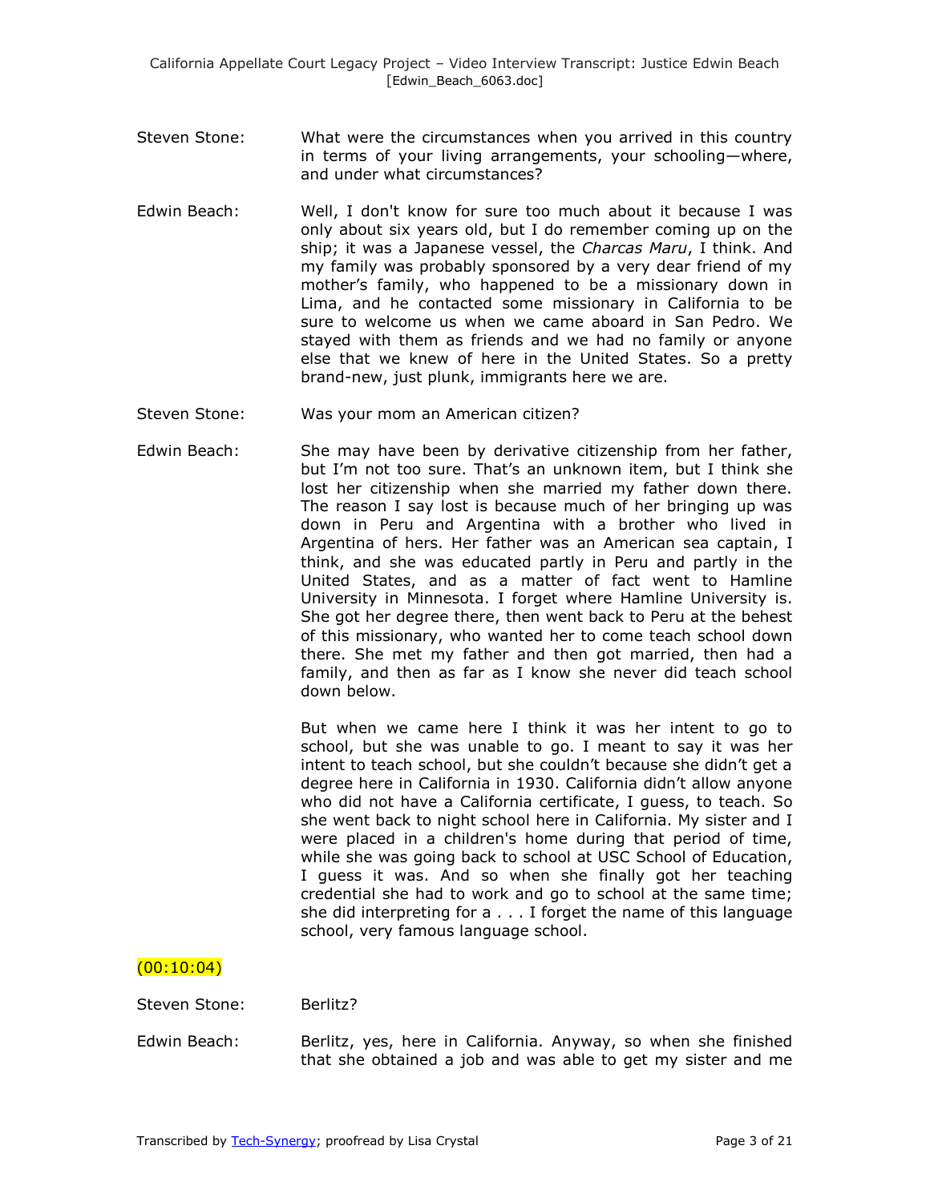**Steven Stone:** What were the circumstances when you arrived in this country in terms of your living arrangements, your schooling—where, and under what circumstances?

**Edwin Beach:** Well, I don't know for sure too much about it because I was only about six years old, but I do remember coming up on the ship; it was a Japanese vessel, the *Charcas Maru*, I think. And my family was probably sponsored by a very dear friend of my mother's family, who happened to be a missionary down in Lima, and he contacted some missionary in California to be sure to welcome us when we came aboard in San Pedro. We stayed with them as friends and we had no family or anyone else that we knew of here in the United States. So a pretty brand-new, just plunk, immigrants here we are.

**Steven Stone:** Was your mom an American citizen?

**Edwin Beach:** She may have been by derivative citizenship from her father, but I'm not too sure. That's an unknown item, but I think she lost her citizenship when she married my father down there. The reason I say lost is because much of her bringing up was down in Peru and Argentina with a brother who lived in Argentina of hers. Her father was an American sea captain, I think, and she was educated partly in Peru and partly in the United States, and as a matter of fact went to Hamline University in Minnesota. I forget where Hamline University is. She got her degree there, then went back to Peru at the behest of this missionary, who wanted her to come teach school down there. She met my father and then got married, then had a family, and then as far as I know she never did teach school down below.

But when we came here I think it was her intent to go to school, but she was unable to go. I meant to say it was her intent to teach school, but she couldn't because she didn't get a degree here in California in 1930. California didn't allow anyone who did not have a California certificate, I guess, to teach. So she went back to night school here in California. My sister and I were placed in a children's home during that period of time, while she was going back to school at USC School of Education, I guess it was. And so when she finally got her teaching credential she had to work and go to school at the same time; she did interpreting for a . . . I forget the name of this language school, very famous language school.

(00:10:04)

**Steven Stone:** Berlitz?

**Edwin Beach:** Berlitz, yes, here in California. Anyway, so when she finished that she obtained a job and was able to get my sister and me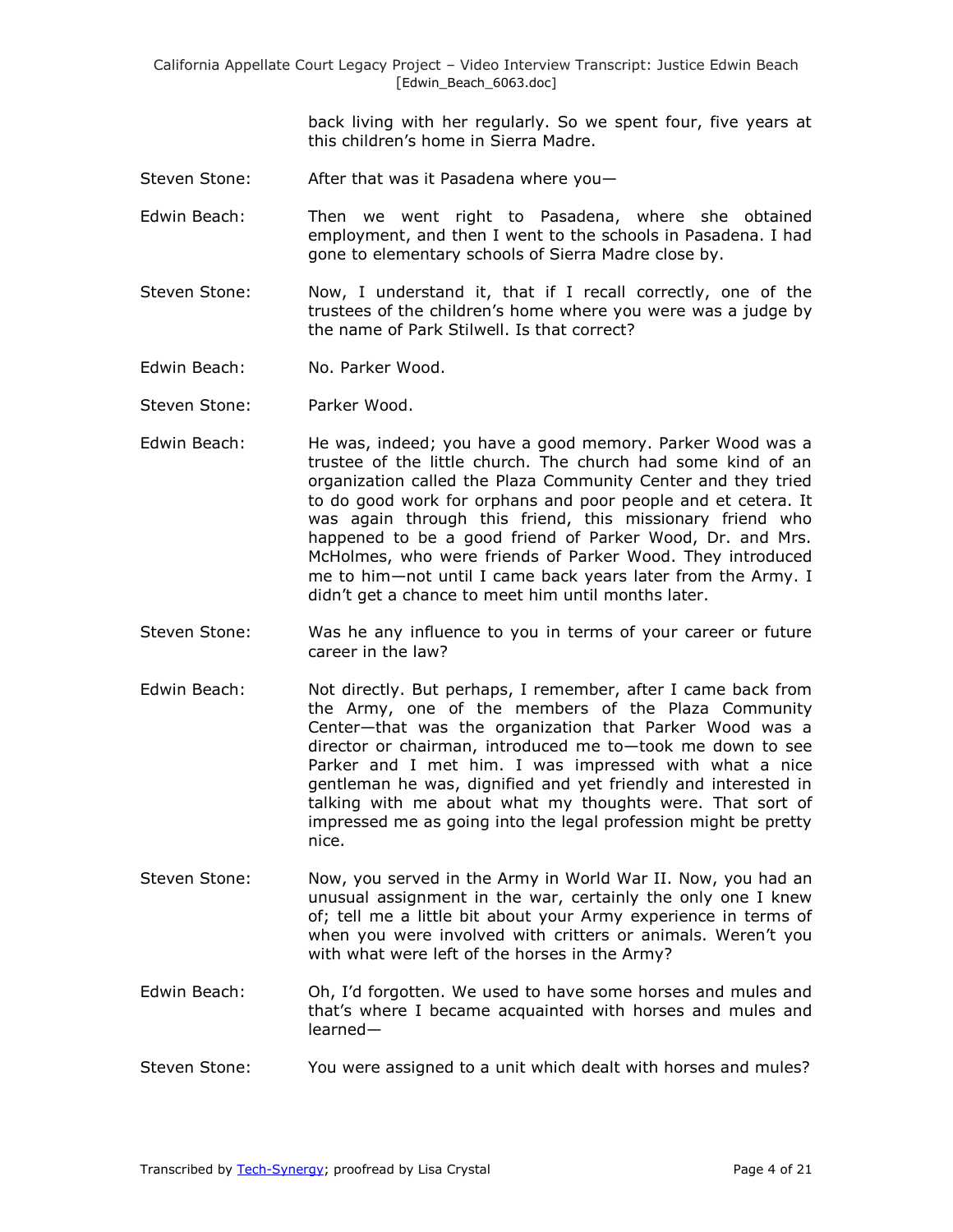back living with her regularly. So we spent four, five years at this children's home in Sierra Madre.

Steven Stone: After that was it Pasadena where you—

Edwin Beach: Then we went right to Pasadena, where she obtained employment, and then I went to the schools in Pasadena. I had gone to elementary schools of Sierra Madre close by.

Steven Stone: Now, I understand it, that if I recall correctly, one of the trustees of the children's home where you were was a judge by the name of Park Stilwell. Is that correct?

Edwin Beach: No. Parker Wood.

Steven Stone: Parker Wood.

Edwin Beach: He was, indeed; you have a good memory. Parker Wood was a trustee of the little church. The church had some kind of an organization called the Plaza Community Center and they tried to do good work for orphans and poor people and et cetera. It was again through this friend, this missionary friend who happened to be a good friend of Parker Wood, Dr. and Mrs. McHolmes, who were friends of Parker Wood. They introduced me to him—not until I came back years later from the Army. I didn't get a chance to meet him until months later.

Steven Stone: Was he any influence to you in terms of your career or future career in the law?

Edwin Beach: Not directly. But perhaps, I remember, after I came back from the Army, one of the members of the Plaza Community Center—that was the organization that Parker Wood was a director or chairman, introduced me to—took me down to see Parker and I met him. I was impressed with what a nice gentleman he was, dignified and yet friendly and interested in talking with me about what my thoughts were. That sort of impressed me as going into the legal profession might be pretty nice.

Steven Stone: Now, you served in the Army in World War II. Now, you had an unusual assignment in the war, certainly the only one I knew of; tell me a little bit about your Army experience in terms of when you were involved with critters or animals. Weren't you with what were left of the horses in the Army?

Edwin Beach: Oh, I'd forgotten. We used to have some horses and mules and that's where I became acquainted with horses and mules and learned—

Steven Stone: You were assigned to a unit which dealt with horses and mules?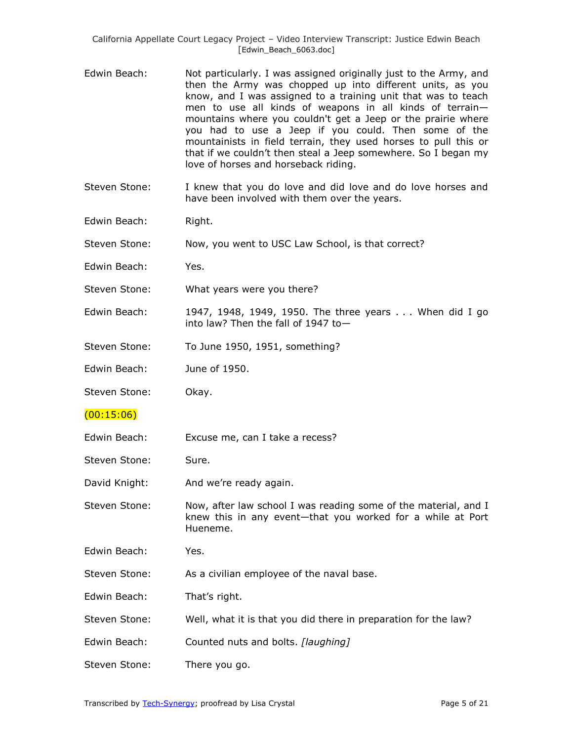Edwin Beach: Not particularly. I was assigned originally just to the Army, and then the Army was chopped up into different units, as you know, and I was assigned to a training unit that was to teach men to use all kinds of weapons in all kinds of terrain—mountains where you couldn't get a Jeep or the prairie where you had to use a Jeep if you could. Then some of the mountainists in field terrain, they used horses to pull this or that if we couldn't then steal a Jeep somewhere. So I began my love of horses and horseback riding.

Steven Stone: I knew that you do love and did love and do love horses and have been involved with them over the years.

Edwin Beach: Right.

Steven Stone: Now, you went to USC Law School, is that correct?

Edwin Beach: Yes.

Steven Stone: What years were you there?

Edwin Beach: 1947, 1948, 1949, 1950. The three years . . . When did I go into law? Then the fall of 1947 to—

Steven Stone: To June 1950, 1951, something?

Edwin Beach: June of 1950.

Steven Stone: Okay.

(00:15:06)

Edwin Beach: Excuse me, can I take a recess?

Steven Stone: Sure.

David Knight: And we're ready again.

Steven Stone: Now, after law school I was reading some of the material, and I knew this in any event—that you worked for a while at Port Hueneme.

Edwin Beach: Yes.

Steven Stone: As a civilian employee of the naval base.

Edwin Beach: That's right.

Steven Stone: Well, what it is that you did there in preparation for the law?

Edwin Beach: Counted nuts and bolts. *[laughing]*

Steven Stone: There you go.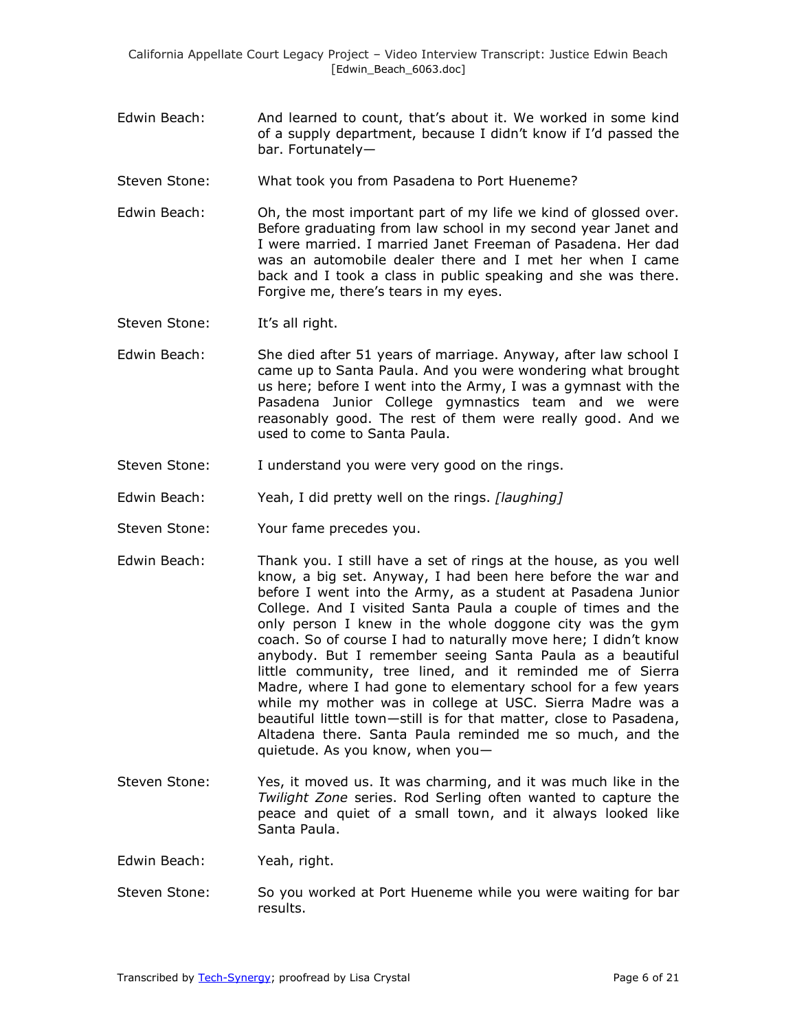Edwin Beach: And learned to count, that's about it. We worked in some kind of a supply department, because I didn't know if I'd passed the bar. Fortunately—

Steven Stone: What took you from Pasadena to Port Hueneme?

Edwin Beach: Oh, the most important part of my life we kind of glossed over. Before graduating from law school in my second year Janet and I were married. I married Janet Freeman of Pasadena. Her dad was an automobile dealer there and I met her when I came back and I took a class in public speaking and she was there. Forgive me, there's tears in my eyes.

Steven Stone: It's all right.

Edwin Beach: She died after 51 years of marriage. Anyway, after law school I came up to Santa Paula. And you were wondering what brought us here; before I went into the Army, I was a gymnast with the Pasadena Junior College gymnastics team and we were reasonably good. The rest of them were really good. And we used to come to Santa Paula.

Steven Stone: I understand you were very good on the rings.

Edwin Beach: Yeah, I did pretty well on the rings. *[laughing]*

Steven Stone: Your fame precedes you.

Edwin Beach: Thank you. I still have a set of rings at the house, as you well know, a big set. Anyway, I had been here before the war and before I went into the Army, as a student at Pasadena Junior College. And I visited Santa Paula a couple of times and the only person I knew in the whole doggone city was the gym coach. So of course I had to naturally move here; I didn't know anybody. But I remember seeing Santa Paula as a beautiful little community, tree lined, and it reminded me of Sierra Madre, where I had gone to elementary school for a few years while my mother was in college at USC. Sierra Madre was a beautiful little town—still is for that matter, close to Pasadena, Altadena there. Santa Paula reminded me so much, and the quietude. As you know, when you—

Steven Stone: Yes, it moved us. It was charming, and it was much like in the *Twilight Zone* series. Rod Serling often wanted to capture the peace and quiet of a small town, and it always looked like Santa Paula.

Edwin Beach: Yeah, right.

Steven Stone: So you worked at Port Hueneme while you were waiting for bar results.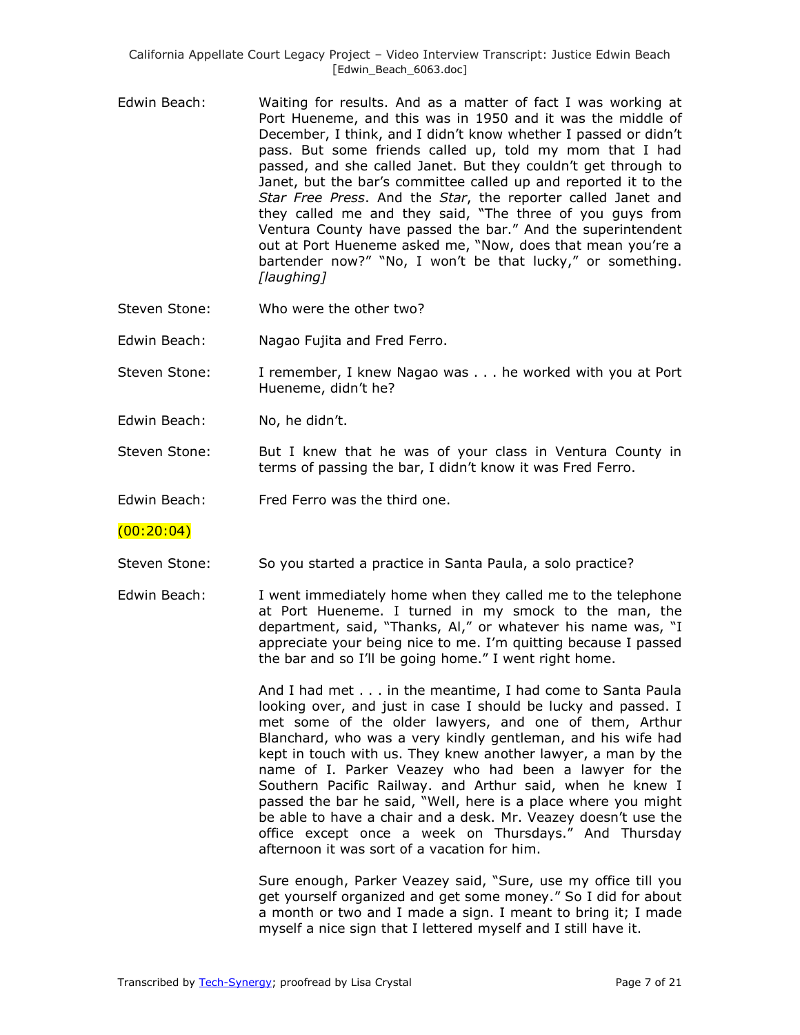Edwin Beach: Waiting for results. And as a matter of fact I was working at Port Hueneme, and this was in 1950 and it was the middle of December, I think, and I didn't know whether I passed or didn't pass. But some friends called up, told my mom that I had passed, and she called Janet. But they couldn't get through to Janet, but the bar's committee called up and reported it to the *Star Free Press*. And the *Star*, the reporter called Janet and they called me and they said, "The three of you guys from Ventura County have passed the bar." And the superintendent out at Port Hueneme asked me, "Now, does that mean you're a bartender now?" "No, I won't be that lucky," or something. *[laughing]*

Steven Stone: Who were the other two?

Edwin Beach: Nagao Fujita and Fred Ferro.

Steven Stone: I remember, I knew Nagao was . . . he worked with you at Port Hueneme, didn't he?

Edwin Beach: No, he didn't.

Steven Stone: But I knew that he was of your class in Ventura County in terms of passing the bar, I didn't know it was Fred Ferro.

Edwin Beach: Fred Ferro was the third one.

(00:20:04)

Steven Stone: So you started a practice in Santa Paula, a solo practice?

Edwin Beach: I went immediately home when they called me to the telephone at Port Hueneme. I turned in my smock to the man, the department, said, "Thanks, Al," or whatever his name was, "I appreciate your being nice to me. I'm quitting because I passed the bar and so I'll be going home." I went right home.

And I had met . . . in the meantime, I had come to Santa Paula looking over, and just in case I should be lucky and passed. I met some of the older lawyers, and one of them, Arthur Blanchard, who was a very kindly gentleman, and his wife had kept in touch with us. They knew another lawyer, a man by the name of I. Parker Veazey who had been a lawyer for the Southern Pacific Railway. and Arthur said, when he knew I passed the bar he said, "Well, here is a place where you might be able to have a chair and a desk. Mr. Veazey doesn't use the office except once a week on Thursdays." And Thursday afternoon it was sort of a vacation for him.

Sure enough, Parker Veazey said, "Sure, use my office till you get yourself organized and get some money." So I did for about a month or two and I made a sign. I meant to bring it; I made myself a nice sign that I lettered myself and I still have it.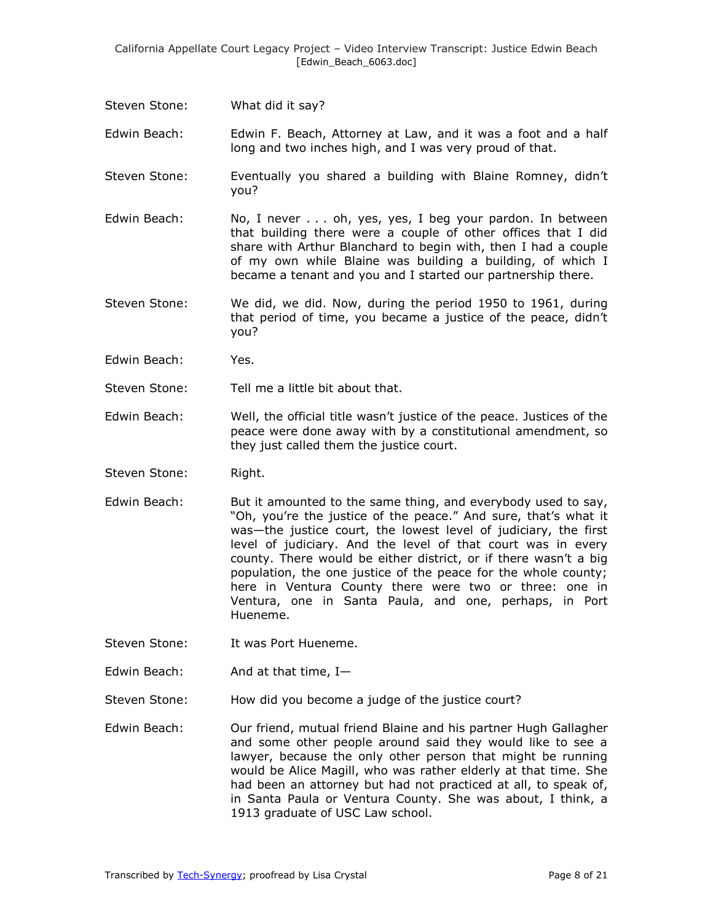Steven Stone: What did it say?

Edwin Beach: Edwin F. Beach, Attorney at Law, and it was a foot and a half long and two inches high, and I was very proud of that.

Steven Stone: Eventually you shared a building with Blaine Romney, didn't you?

Edwin Beach: No, I never . . . oh, yes, yes, I beg your pardon. In between that building there were a couple of other offices that I did share with Arthur Blanchard to begin with, then I had a couple of my own while Blaine was building a building, of which I became a tenant and you and I started our partnership there.

Steven Stone: We did, we did. Now, during the period 1950 to 1961, during that period of time, you became a justice of the peace, didn't you?

Edwin Beach: Yes.

Steven Stone: Tell me a little bit about that.

Edwin Beach: Well, the official title wasn't justice of the peace. Justices of the peace were done away with by a constitutional amendment, so they just called them the justice court.

Steven Stone: Right.

Edwin Beach: But it amounted to the same thing, and everybody used to say, "Oh, you're the justice of the peace." And sure, that's what it was—the justice court, the lowest level of judiciary, the first level of judiciary. And the level of that court was in every county. There would be either district, or if there wasn't a big population, the one justice of the peace for the whole county; here in Ventura County there were two or three: one in Ventura, one in Santa Paula, and one, perhaps, in Port Hueneme.

Steven Stone: It was Port Hueneme.

Edwin Beach: And at that time, I—

Steven Stone: How did you become a judge of the justice court?

Edwin Beach: Our friend, mutual friend Blaine and his partner Hugh Gallagher and some other people around said they would like to see a lawyer, because the only other person that might be running would be Alice Magill, who was rather elderly at that time. She had been an attorney but had not practiced at all, to speak of, in Santa Paula or Ventura County. She was about, I think, a 1913 graduate of USC Law school.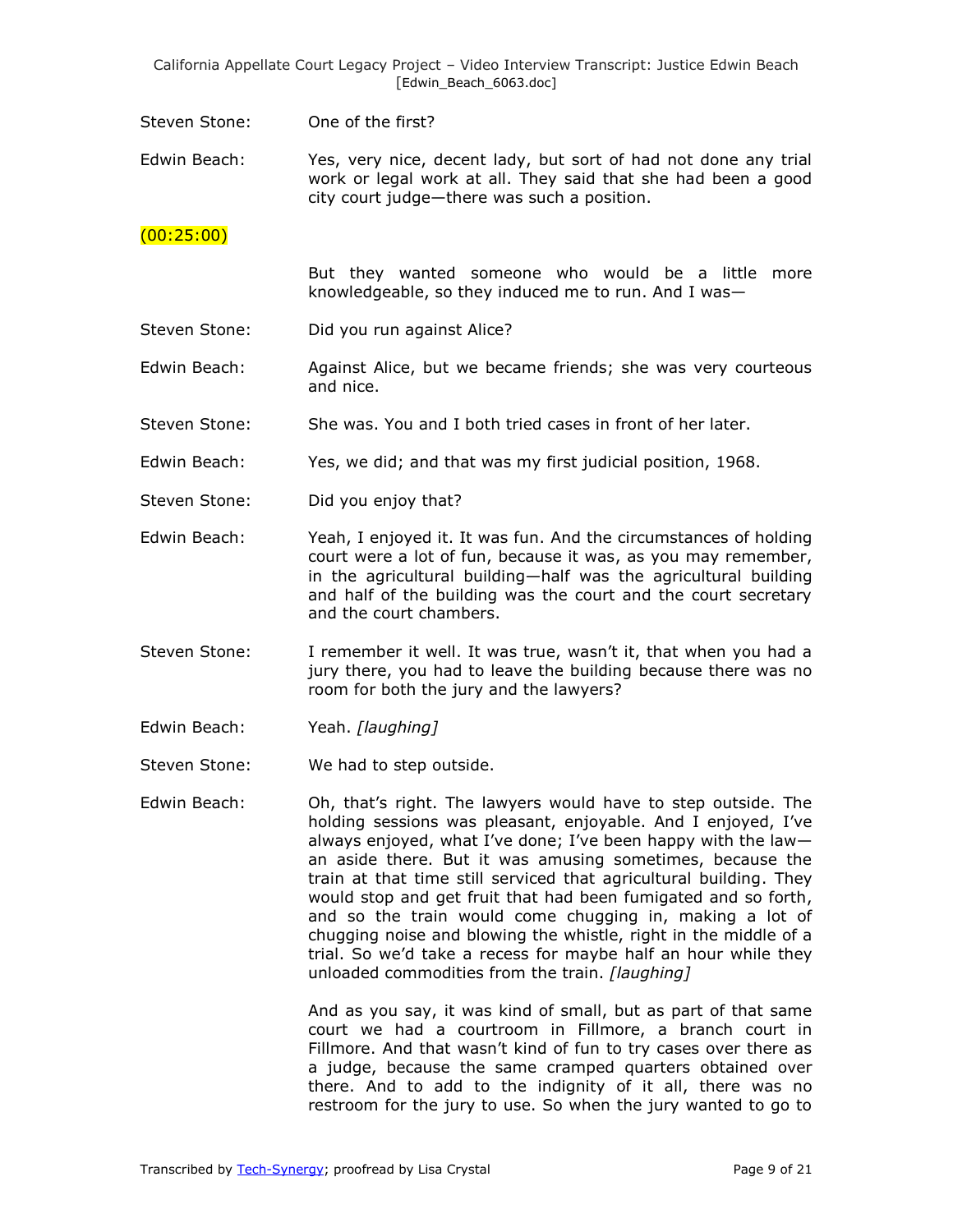Steven Stone: One of the first?

Edwin Beach: Yes, very nice, decent lady, but sort of had not done any trial work or legal work at all. They said that she had been a good city court judge—there was such a position.

(00:25:00)

But they wanted someone who would be a little more knowledgeable, so they induced me to run. And I was—

Steven Stone: Did you run against Alice?

Edwin Beach: Against Alice, but we became friends; she was very courteous and nice.

Steven Stone: She was. You and I both tried cases in front of her later.

Edwin Beach: Yes, we did; and that was my first judicial position, 1968.

Steven Stone: Did you enjoy that?

Edwin Beach: Yeah, I enjoyed it. It was fun. And the circumstances of holding court were a lot of fun, because it was, as you may remember, in the agricultural building—half was the agricultural building and half of the building was the court and the court secretary and the court chambers.

Steven Stone: I remember it well. It was true, wasn't it, that when you had a jury there, you had to leave the building because there was no room for both the jury and the lawyers?

Edwin Beach: Yeah. *[laughing]*

Steven Stone: We had to step outside.

Edwin Beach: Oh, that's right. The lawyers would have to step outside. The holding sessions was pleasant, enjoyable. And I enjoyed, I've always enjoyed, what I've done; I've been happy with the law—an aside there. But it was amusing sometimes, because the train at that time still serviced that agricultural building. They would stop and get fruit that had been fumigated and so forth, and so the train would come chugging in, making a lot of chugging noise and blowing the whistle, right in the middle of a trial. So we'd take a recess for maybe half an hour while they unloaded commodities from the train. *[laughing]*

And as you say, it was kind of small, but as part of that same court we had a courtroom in Fillmore, a branch court in Fillmore. And that wasn't kind of fun to try cases over there as a judge, because the same cramped quarters obtained over there. And to add to the indignity of it all, there was no restroom for the jury to use. So when the jury wanted to go to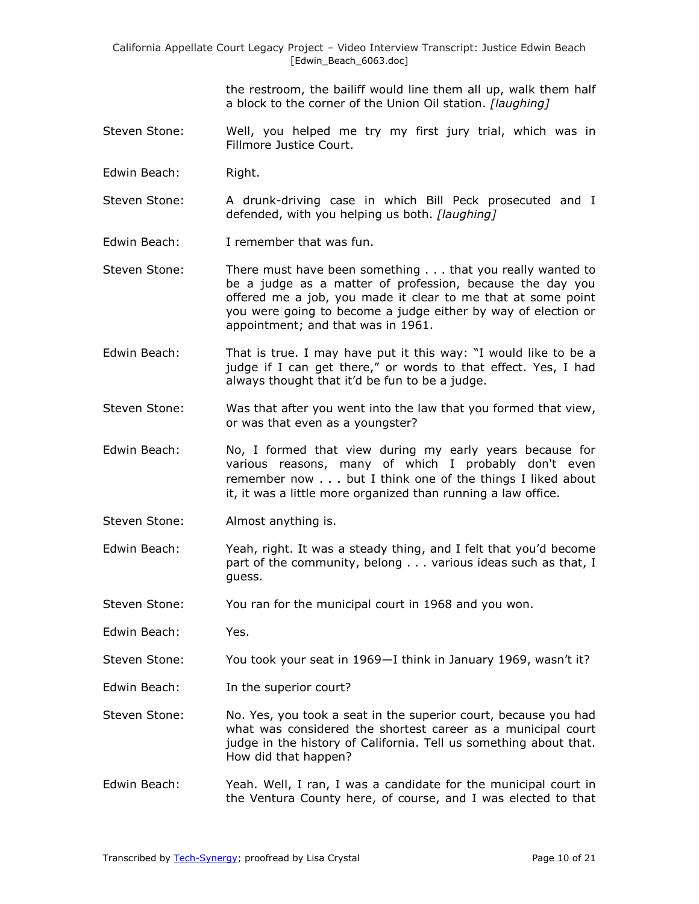the restroom, the bailiff would line them all up, walk them half a block to the corner of the Union Oil station. *[laughing]*

Steven Stone: Well, you helped me try my first jury trial, which was in Fillmore Justice Court.

Edwin Beach: Right.

Steven Stone: A drunk-driving case in which Bill Peck prosecuted and I defended, with you helping us both. *[laughing]*

Edwin Beach: I remember that was fun.

Steven Stone: There must have been something . . . that you really wanted to be a judge as a matter of profession, because the day you offered me a job, you made it clear to me that at some point you were going to become a judge either by way of election or appointment; and that was in 1961.

Edwin Beach: That is true. I may have put it this way: "I would like to be a judge if I can get there," or words to that effect. Yes, I had always thought that it'd be fun to be a judge.

Steven Stone: Was that after you went into the law that you formed that view, or was that even as a youngster?

Edwin Beach: No, I formed that view during my early years because for various reasons, many of which I probably don't even remember now . . . but I think one of the things I liked about it, it was a little more organized than running a law office.

Steven Stone: Almost anything is.

Edwin Beach: Yeah, right. It was a steady thing, and I felt that you'd become part of the community, belong . . . various ideas such as that, I guess.

Steven Stone: You ran for the municipal court in 1968 and you won.

Edwin Beach: Yes.

Steven Stone: You took your seat in 1969—I think in January 1969, wasn't it?

Edwin Beach: In the superior court?

Steven Stone: No. Yes, you took a seat in the superior court, because you had what was considered the shortest career as a municipal court judge in the history of California. Tell us something about that. How did that happen?

Edwin Beach: Yeah. Well, I ran, I was a candidate for the municipal court in the Ventura County here, of course, and I was elected to that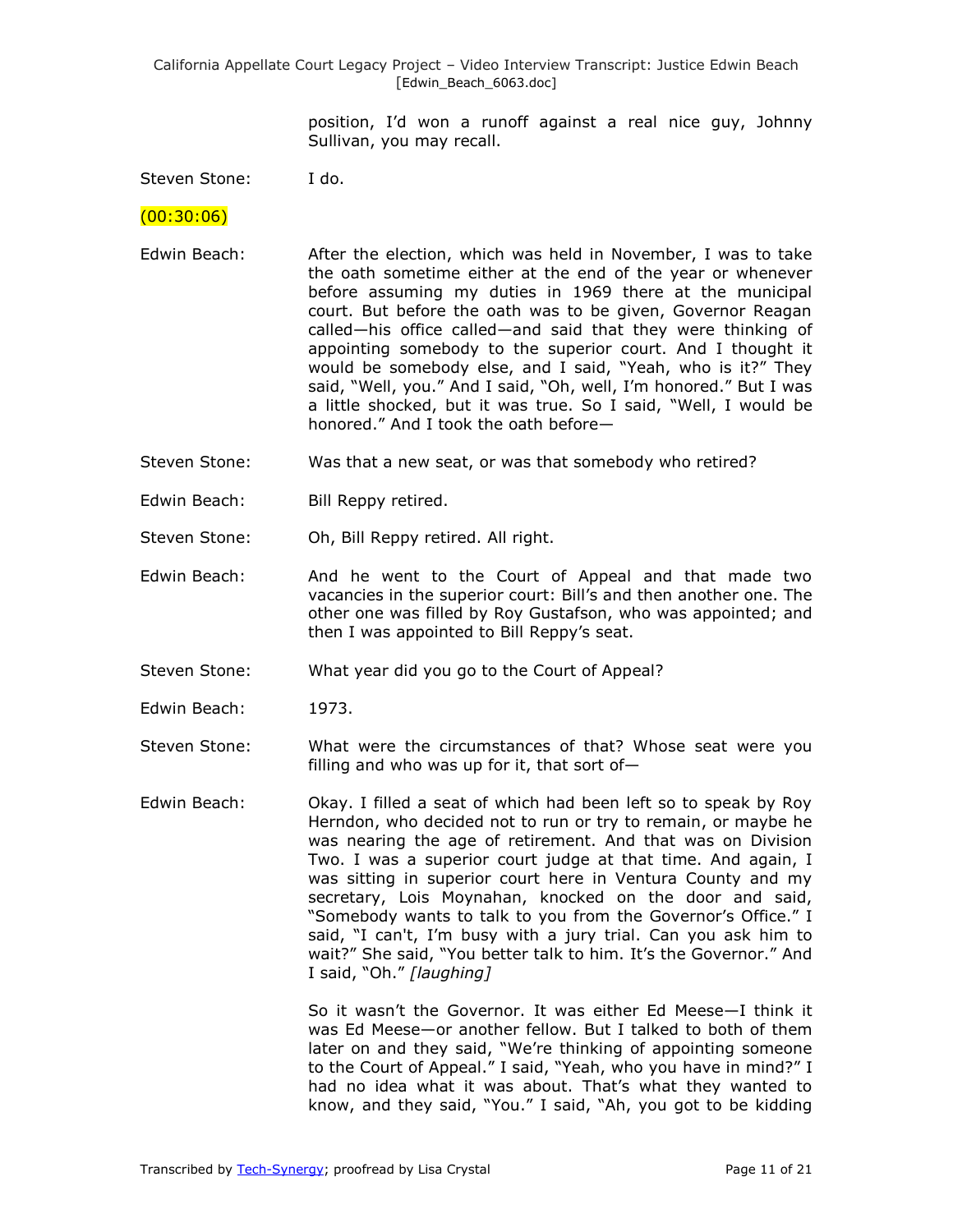position, I'd won a runoff against a real nice guy, Johnny Sullivan, you may recall.

Steven Stone: I do.

(00:30:06)

Edwin Beach: After the election, which was held in November, I was to take the oath sometime either at the end of the year or whenever before assuming my duties in 1969 there at the municipal court. But before the oath was to be given, Governor Reagan called—his office called—and said that they were thinking of appointing somebody to the superior court. And I thought it would be somebody else, and I said, "Yeah, who is it?" They said, "Well, you." And I said, "Oh, well, I'm honored." But I was a little shocked, but it was true. So I said, "Well, I would be honored." And I took the oath before—

Steven Stone: Was that a new seat, or was that somebody who retired?

Edwin Beach: Bill Reppy retired.

Steven Stone: Oh, Bill Reppy retired. All right.

Edwin Beach: And he went to the Court of Appeal and that made two vacancies in the superior court: Bill's and then another one. The other one was filled by Roy Gustafson, who was appointed; and then I was appointed to Bill Reppy's seat.

Steven Stone: What year did you go to the Court of Appeal?

Edwin Beach: 1973.

Steven Stone: What were the circumstances of that? Whose seat were you filling and who was up for it, that sort of—

Edwin Beach: Okay. I filled a seat of which had been left so to speak by Roy Herndon, who decided not to run or try to remain, or maybe he was nearing the age of retirement. And that was on Division Two. I was a superior court judge at that time. And again, I was sitting in superior court here in Ventura County and my secretary, Lois Moynahan, knocked on the door and said, "Somebody wants to talk to you from the Governor's Office." I said, "I can't, I'm busy with a jury trial. Can you ask him to wait?" She said, "You better talk to him. It's the Governor." And I said, "Oh." *[laughing]*

So it wasn't the Governor. It was either Ed Meese—I think it was Ed Meese—or another fellow. But I talked to both of them later on and they said, "We're thinking of appointing someone to the Court of Appeal." I said, "Yeah, who you have in mind?" I had no idea what it was about. That's what they wanted to know, and they said, "You." I said, "Ah, you got to be kidding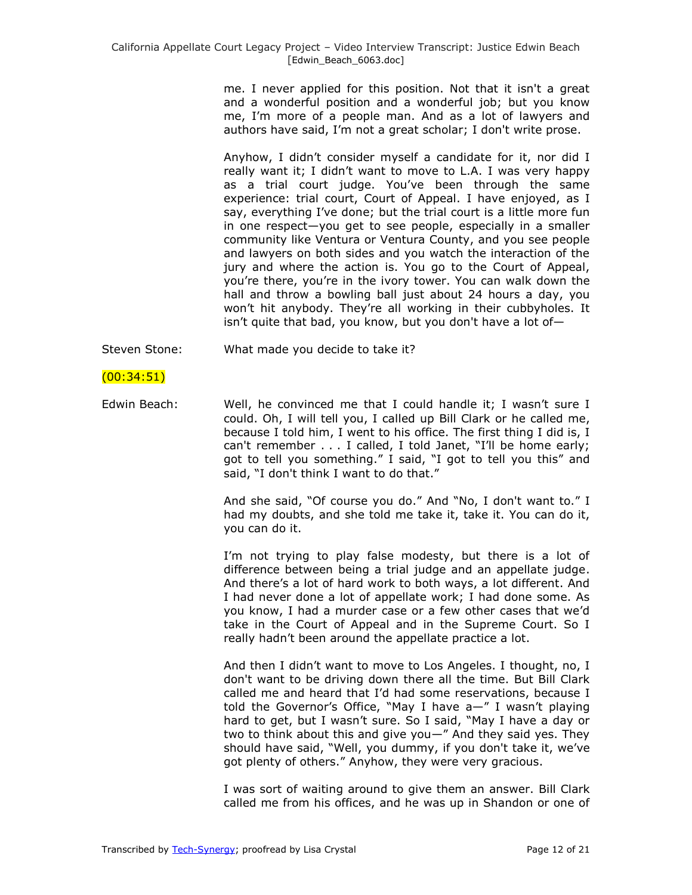me. I never applied for this position. Not that it isn't a great and a wonderful position and a wonderful job; but you know me, I'm more of a people man. And as a lot of lawyers and authors have said, I'm not a great scholar; I don't write prose.

Anyhow, I didn't consider myself a candidate for it, nor did I really want it; I didn't want to move to L.A. I was very happy as a trial court judge. You've been through the same experience: trial court, Court of Appeal. I have enjoyed, as I say, everything I've done; but the trial court is a little more fun in one respect—you get to see people, especially in a smaller community like Ventura or Ventura County, and you see people and lawyers on both sides and you watch the interaction of the jury and where the action is. You go to the Court of Appeal, you're there, you're in the ivory tower. You can walk down the hall and throw a bowling ball just about 24 hours a day, you won't hit anybody. They're all working in their cubbyholes. It isn't quite that bad, you know, but you don't have a lot of—

Steven Stone: What made you decide to take it?

(00:34:51)

Edwin Beach: Well, he convinced me that I could handle it; I wasn't sure I could. Oh, I will tell you, I called up Bill Clark or he called me, because I told him, I went to his office. The first thing I did is, I can't remember . . . I called, I told Janet, "I'll be home early; got to tell you something." I said, "I got to tell you this" and said, "I don't think I want to do that."

And she said, "Of course you do." And "No, I don't want to." I had my doubts, and she told me take it, take it. You can do it, you can do it.

I'm not trying to play false modesty, but there is a lot of difference between being a trial judge and an appellate judge. And there's a lot of hard work to both ways, a lot different. And I had never done a lot of appellate work; I had done some. As you know, I had a murder case or a few other cases that we'd take in the Court of Appeal and in the Supreme Court. So I really hadn't been around the appellate practice a lot.

And then I didn't want to move to Los Angeles. I thought, no, I don't want to be driving down there all the time. But Bill Clark called me and heard that I'd had some reservations, because I told the Governor's Office, "May I have a—" I wasn't playing hard to get, but I wasn't sure. So I said, "May I have a day or two to think about this and give you—" And they said yes. They should have said, "Well, you dummy, if you don't take it, we've got plenty of others." Anyhow, they were very gracious.

I was sort of waiting around to give them an answer. Bill Clark called me from his offices, and he was up in Shandon or one of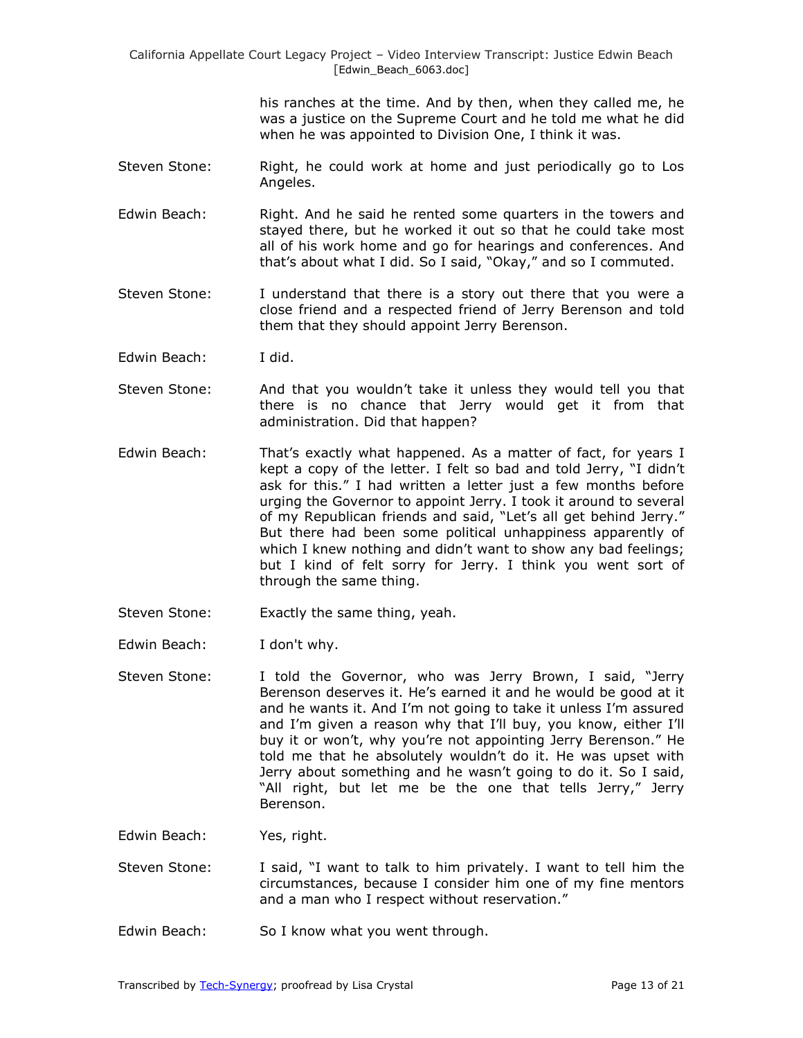his ranches at the time. And by then, when they called me, he was a justice on the Supreme Court and he told me what he did when he was appointed to Division One, I think it was.

Steven Stone: Right, he could work at home and just periodically go to Los Angeles.

Edwin Beach: Right. And he said he rented some quarters in the towers and stayed there, but he worked it out so that he could take most all of his work home and go for hearings and conferences. And that's about what I did. So I said, "Okay," and so I commuted.

Steven Stone: I understand that there is a story out there that you were a close friend and a respected friend of Jerry Berenson and told them that they should appoint Jerry Berenson.

Edwin Beach: I did.

Steven Stone: And that you wouldn't take it unless they would tell you that there is no chance that Jerry would get it from that administration. Did that happen?

Edwin Beach: That's exactly what happened. As a matter of fact, for years I kept a copy of the letter. I felt so bad and told Jerry, "I didn't ask for this." I had written a letter just a few months before urging the Governor to appoint Jerry. I took it around to several of my Republican friends and said, "Let's all get behind Jerry." But there had been some political unhappiness apparently of which I knew nothing and didn't want to show any bad feelings; but I kind of felt sorry for Jerry. I think you went sort of through the same thing.

Steven Stone: Exactly the same thing, yeah.

Edwin Beach: I don't why.

Steven Stone: I told the Governor, who was Jerry Brown, I said, "Jerry Berenson deserves it. He's earned it and he would be good at it and he wants it. And I'm not going to take it unless I'm assured and I'm given a reason why that I'll buy, you know, either I'll buy it or won't, why you're not appointing Jerry Berenson." He told me that he absolutely wouldn't do it. He was upset with Jerry about something and he wasn't going to do it. So I said, "All right, but let me be the one that tells Jerry," Jerry Berenson.

Edwin Beach: Yes, right.

Steven Stone: I said, "I want to talk to him privately. I want to tell him the circumstances, because I consider him one of my fine mentors and a man who I respect without reservation."

Edwin Beach: So I know what you went through.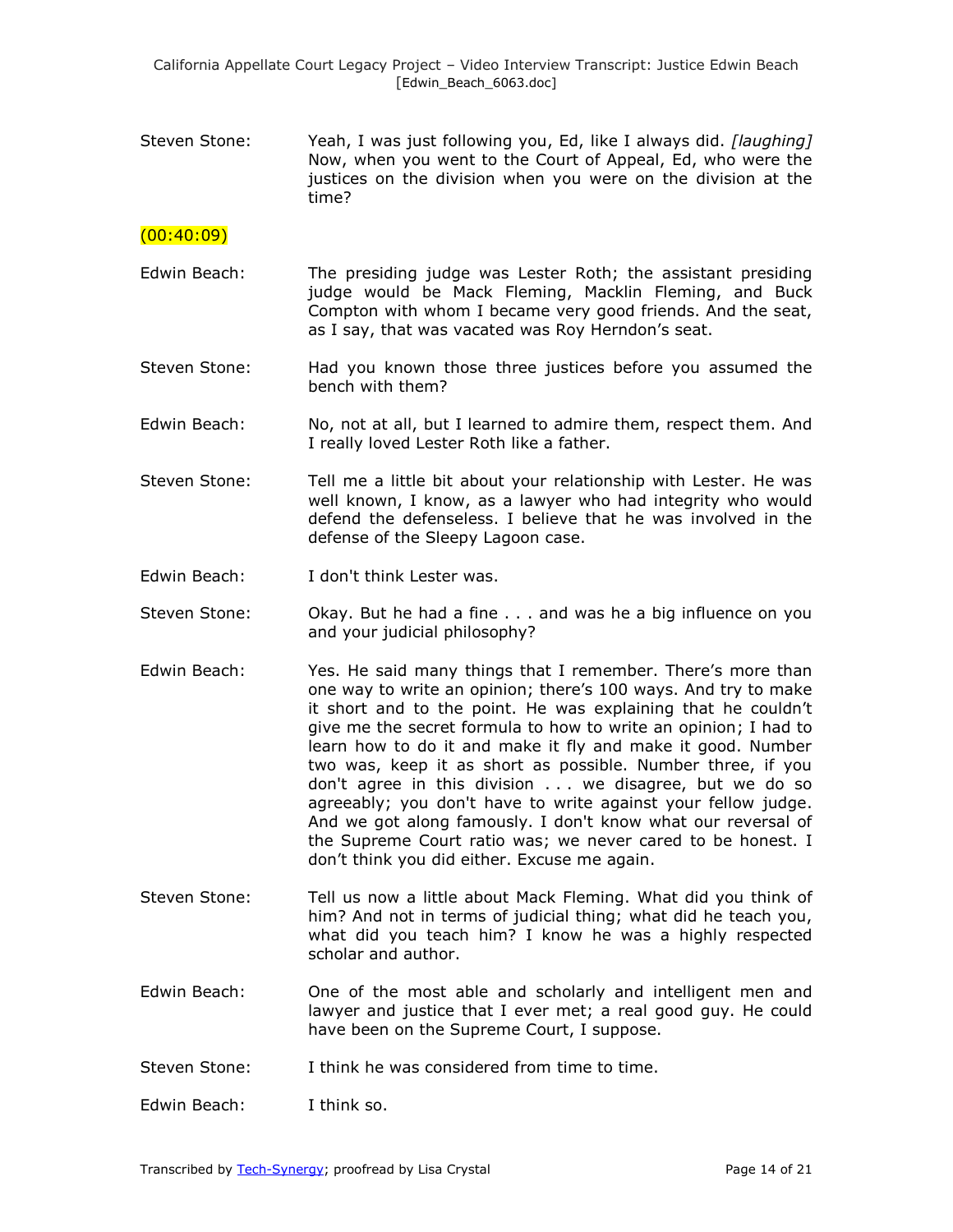Steven Stone: Yeah, I was just following you, Ed, like I always did. *[laughing]* Now, when you went to the Court of Appeal, Ed, who were the justices on the division when you were on the division at the time?

(00:40:09)

Edwin Beach: The presiding judge was Lester Roth; the assistant presiding judge would be Mack Fleming, Macklin Fleming, and Buck Compton with whom I became very good friends. And the seat, as I say, that was vacated was Roy Herndon's seat.

Steven Stone: Had you known those three justices before you assumed the bench with them?

Edwin Beach: No, not at all, but I learned to admire them, respect them. And I really loved Lester Roth like a father.

Steven Stone: Tell me a little bit about your relationship with Lester. He was well known, I know, as a lawyer who had integrity who would defend the defenseless. I believe that he was involved in the defense of the Sleepy Lagoon case.

Edwin Beach: I don't think Lester was.

Steven Stone: Okay. But he had a fine . . . and was he a big influence on you and your judicial philosophy?

Edwin Beach: Yes. He said many things that I remember. There's more than one way to write an opinion; there's 100 ways. And try to make it short and to the point. He was explaining that he couldn't give me the secret formula to how to write an opinion; I had to learn how to do it and make it fly and make it good. Number two was, keep it as short as possible. Number three, if you don't agree in this division . . . we disagree, but we do so agreeably; you don't have to write against your fellow judge. And we got along famously. I don't know what our reversal of the Supreme Court ratio was; we never cared to be honest. I don't think you did either. Excuse me again.

Steven Stone: Tell us now a little about Mack Fleming. What did you think of him? And not in terms of judicial thing; what did he teach you, what did you teach him? I know he was a highly respected scholar and author.

Edwin Beach: One of the most able and scholarly and intelligent men and lawyer and justice that I ever met; a real good guy. He could have been on the Supreme Court, I suppose.

Steven Stone: I think he was considered from time to time.

Edwin Beach: I think so.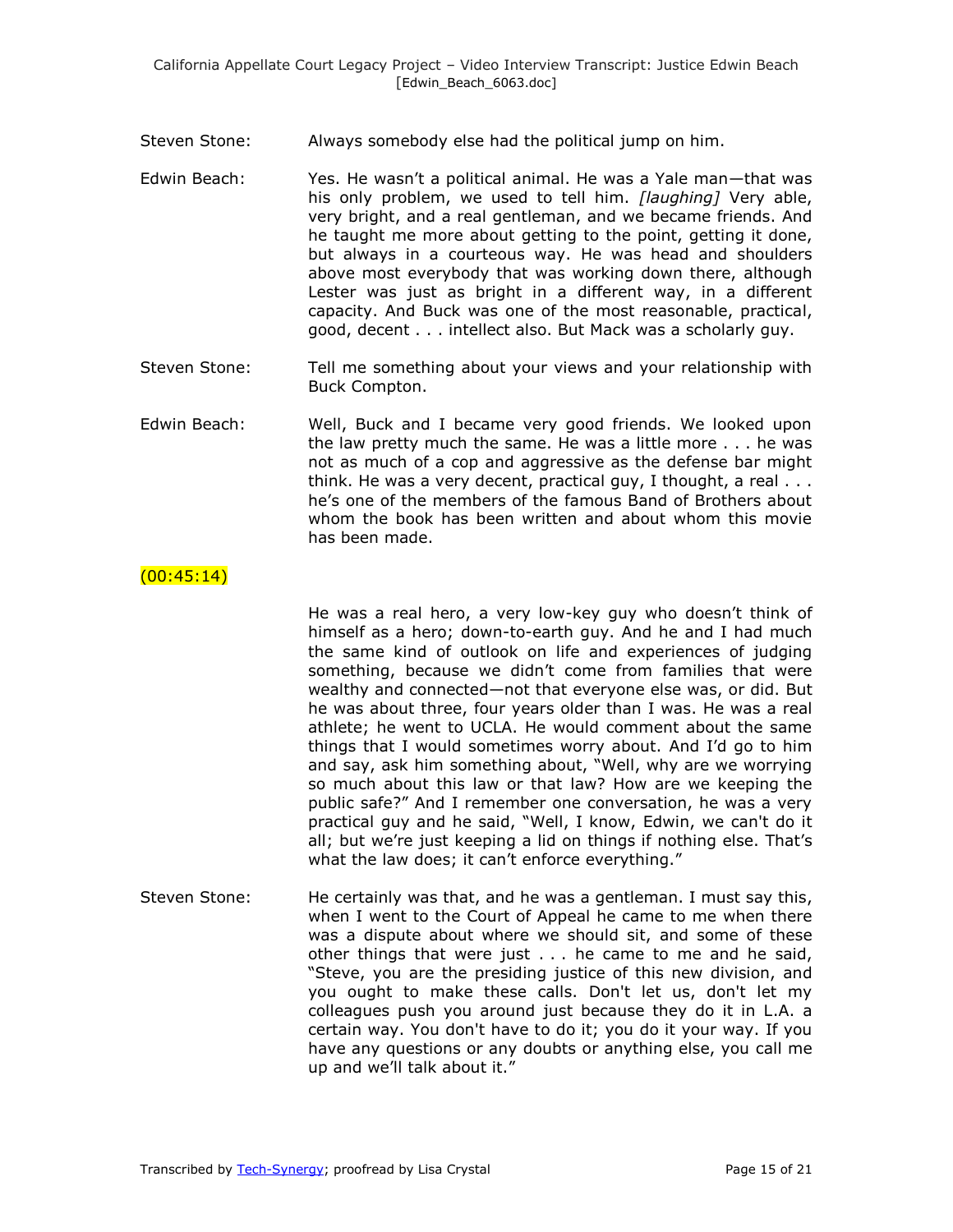Steven Stone: Always somebody else had the political jump on him.

Edwin Beach: Yes. He wasn't a political animal. He was a Yale man—that was his only problem, we used to tell him. *[laughing]* Very able, very bright, and a real gentleman, and we became friends. And he taught me more about getting to the point, getting it done, but always in a courteous way. He was head and shoulders above most everybody that was working down there, although Lester was just as bright in a different way, in a different capacity. And Buck was one of the most reasonable, practical, good, decent . . . intellect also. But Mack was a scholarly guy.

Steven Stone: Tell me something about your views and your relationship with Buck Compton.

Edwin Beach: Well, Buck and I became very good friends. We looked upon the law pretty much the same. He was a little more . . . he was not as much of a cop and aggressive as the defense bar might think. He was a very decent, practical guy, I thought, a real . . . he's one of the members of the famous Band of Brothers about whom the book has been written and about whom this movie has been made.

(00:45:14)

He was a real hero, a very low-key guy who doesn't think of himself as a hero; down-to-earth guy. And he and I had much the same kind of outlook on life and experiences of judging something, because we didn't come from families that were wealthy and connected—not that everyone else was, or did. But he was about three, four years older than I was. He was a real athlete; he went to UCLA. He would comment about the same things that I would sometimes worry about. And I'd go to him and say, ask him something about, "Well, why are we worrying so much about this law or that law? How are we keeping the public safe?" And I remember one conversation, he was a very practical guy and he said, "Well, I know, Edwin, we can't do it all; but we're just keeping a lid on things if nothing else. That's what the law does; it can't enforce everything."

Steven Stone: He certainly was that, and he was a gentleman. I must say this, when I went to the Court of Appeal he came to me when there was a dispute about where we should sit, and some of these other things that were just . . . he came to me and he said, "Steve, you are the presiding justice of this new division, and you ought to make these calls. Don't let us, don't let my colleagues push you around just because they do it in L.A. a certain way. You don't have to do it; you do it your way. If you have any questions or any doubts or anything else, you call me up and we'll talk about it."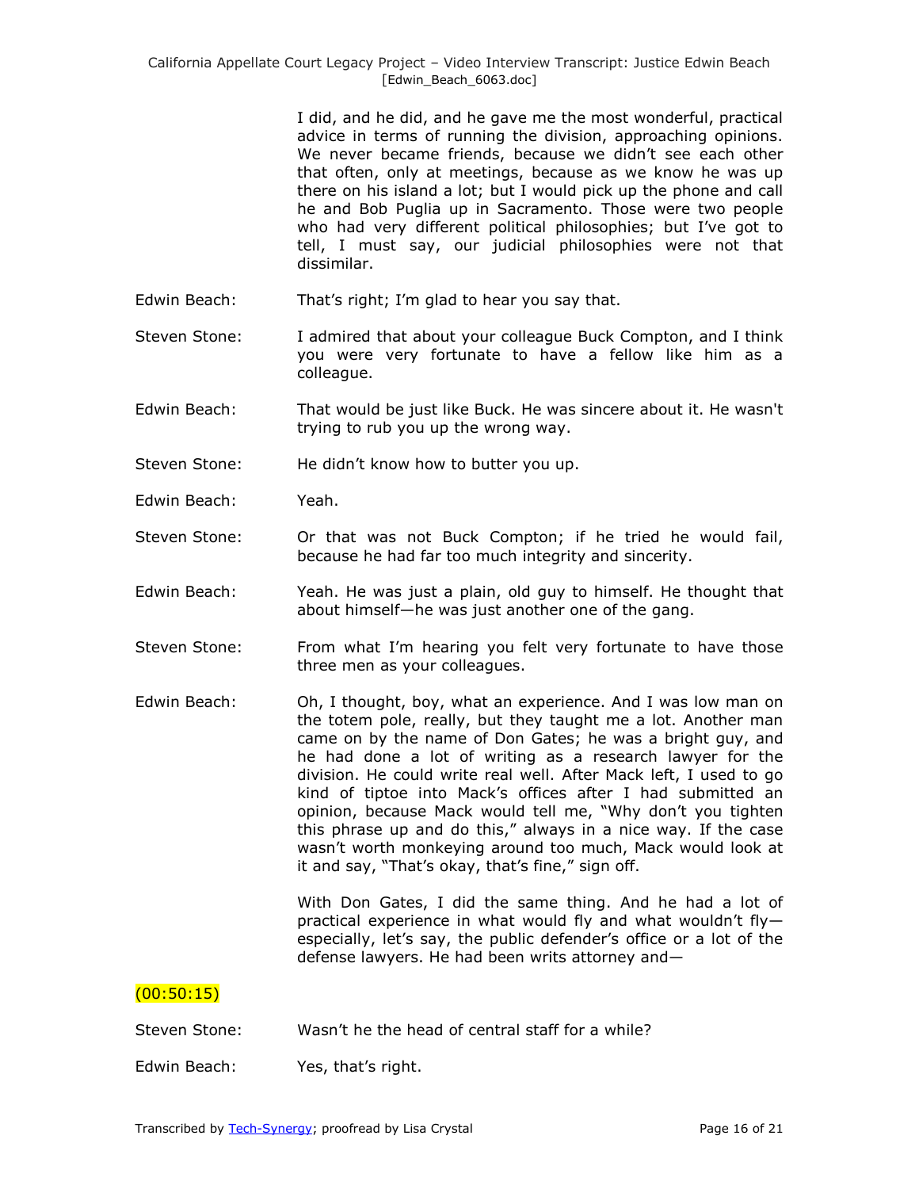I did, and he did, and he gave me the most wonderful, practical advice in terms of running the division, approaching opinions. We never became friends, because we didn't see each other that often, only at meetings, because as we know he was up there on his island a lot; but I would pick up the phone and call he and Bob Puglia up in Sacramento. Those were two people who had very different political philosophies; but I've got to tell, I must say, our judicial philosophies were not that dissimilar.

Edwin Beach: That's right; I'm glad to hear you say that.

Steven Stone: I admired that about your colleague Buck Compton, and I think you were very fortunate to have a fellow like him as a colleague.

Edwin Beach: That would be just like Buck. He was sincere about it. He wasn't trying to rub you up the wrong way.

Steven Stone: He didn't know how to butter you up.

Edwin Beach: Yeah.

Steven Stone: Or that was not Buck Compton; if he tried he would fail, because he had far too much integrity and sincerity.

Edwin Beach: Yeah. He was just a plain, old guy to himself. He thought that about himself—he was just another one of the gang.

Steven Stone: From what I'm hearing you felt very fortunate to have those three men as your colleagues.

Edwin Beach: Oh, I thought, boy, what an experience. And I was low man on the totem pole, really, but they taught me a lot. Another man came on by the name of Don Gates; he was a bright guy, and he had done a lot of writing as a research lawyer for the division. He could write real well. After Mack left, I used to go kind of tiptoe into Mack's offices after I had submitted an opinion, because Mack would tell me, "Why don't you tighten this phrase up and do this," always in a nice way. If the case wasn't worth monkeying around too much, Mack would look at it and say, "That's okay, that's fine," sign off.

With Don Gates, I did the same thing. And he had a lot of practical experience in what would fly and what wouldn't fly—especially, let's say, the public defender's office or a lot of the defense lawyers. He had been writs attorney and—

(00:50:15)

Steven Stone: Wasn't he the head of central staff for a while?

Edwin Beach: Yes, that's right.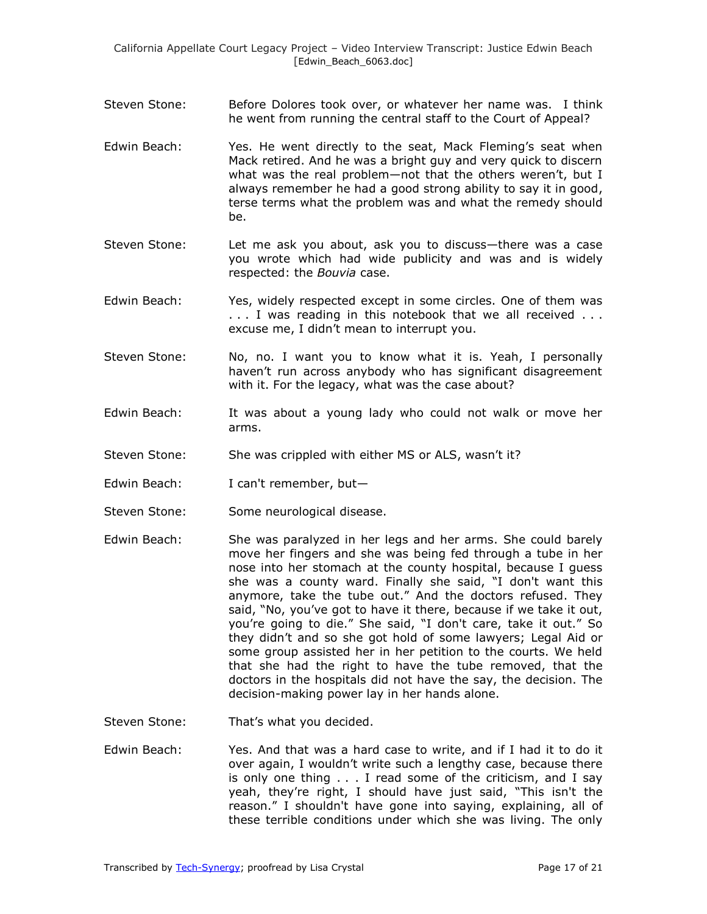Steven Stone: Before Dolores took over, or whatever her name was. I think he went from running the central staff to the Court of Appeal?

Edwin Beach: Yes. He went directly to the seat, Mack Fleming's seat when Mack retired. And he was a bright guy and very quick to discern what was the real problem—not that the others weren't, but I always remember he had a good strong ability to say it in good, terse terms what the problem was and what the remedy should be.

Steven Stone: Let me ask you about, ask you to discuss—there was a case you wrote which had wide publicity and was and is widely respected: the *Bouvia* case.

Edwin Beach: Yes, widely respected except in some circles. One of them was . . . I was reading in this notebook that we all received . . . excuse me, I didn't mean to interrupt you.

Steven Stone: No, no. I want you to know what it is. Yeah, I personally haven't run across anybody who has significant disagreement with it. For the legacy, what was the case about?

Edwin Beach: It was about a young lady who could not walk or move her arms.

Steven Stone: She was crippled with either MS or ALS, wasn't it?

Edwin Beach: I can't remember, but—

Steven Stone: Some neurological disease.

Edwin Beach: She was paralyzed in her legs and her arms. She could barely move her fingers and she was being fed through a tube in her nose into her stomach at the county hospital, because I guess she was a county ward. Finally she said, "I don't want this anymore, take the tube out." And the doctors refused. They said, "No, you've got to have it there, because if we take it out, you're going to die." She said, "I don't care, take it out." So they didn't and so she got hold of some lawyers; Legal Aid or some group assisted her in her petition to the courts. We held that she had the right to have the tube removed, that the doctors in the hospitals did not have the say, the decision. The decision-making power lay in her hands alone.

Steven Stone: That's what you decided.

Edwin Beach: Yes. And that was a hard case to write, and if I had it to do it over again, I wouldn't write such a lengthy case, because there is only one thing . . . I read some of the criticism, and I say yeah, they're right, I should have just said, "This isn't the reason." I shouldn't have gone into saying, explaining, all of these terrible conditions under which she was living. The only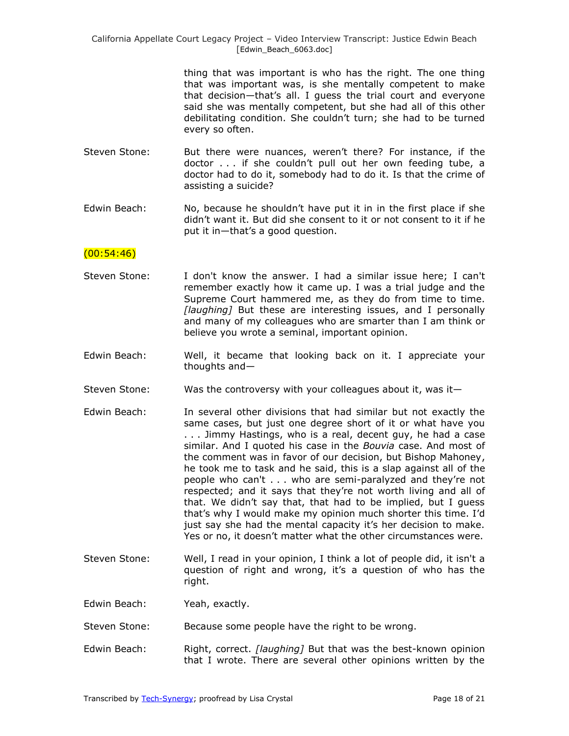thing that was important is who has the right. The one thing that was important was, is she mentally competent to make that decision—that's all. I guess the trial court and everyone said she was mentally competent, but she had all of this other debilitating condition. She couldn't turn; she had to be turned every so often.

Steven Stone: But there were nuances, weren't there? For instance, if the doctor . . . if she couldn't pull out her own feeding tube, a doctor had to do it, somebody had to do it. Is that the crime of assisting a suicide?

Edwin Beach: No, because he shouldn't have put it in in the first place if she didn't want it. But did she consent to it or not consent to it if he put it in—that's a good question.

(00:54:46)

Steven Stone: I don't know the answer. I had a similar issue here; I can't remember exactly how it came up. I was a trial judge and the Supreme Court hammered me, as they do from time to time. *[laughing]* But these are interesting issues, and I personally and many of my colleagues who are smarter than I am think or believe you wrote a seminal, important opinion.

Edwin Beach: Well, it became that looking back on it. I appreciate your thoughts and—

Steven Stone: Was the controversy with your colleagues about it, was it—

Edwin Beach: In several other divisions that had similar but not exactly the same cases, but just one degree short of it or what have you . . . Jimmy Hastings, who is a real, decent guy, he had a case similar. And I quoted his case in the *Bouvia* case. And most of the comment was in favor of our decision, but Bishop Mahoney, he took me to task and he said, this is a slap against all of the people who can't . . . who are semi-paralyzed and they're not respected; and it says that they're not worth living and all of that. We didn't say that, that had to be implied, but I guess that's why I would make my opinion much shorter this time. I'd just say she had the mental capacity it's her decision to make. Yes or no, it doesn't matter what the other circumstances were.

Steven Stone: Well, I read in your opinion, I think a lot of people did, it isn't a question of right and wrong, it's a question of who has the right.

Edwin Beach: Yeah, exactly.

Steven Stone: Because some people have the right to be wrong.

Edwin Beach: Right, correct. *[laughing]* But that was the best-known opinion that I wrote. There are several other opinions written by the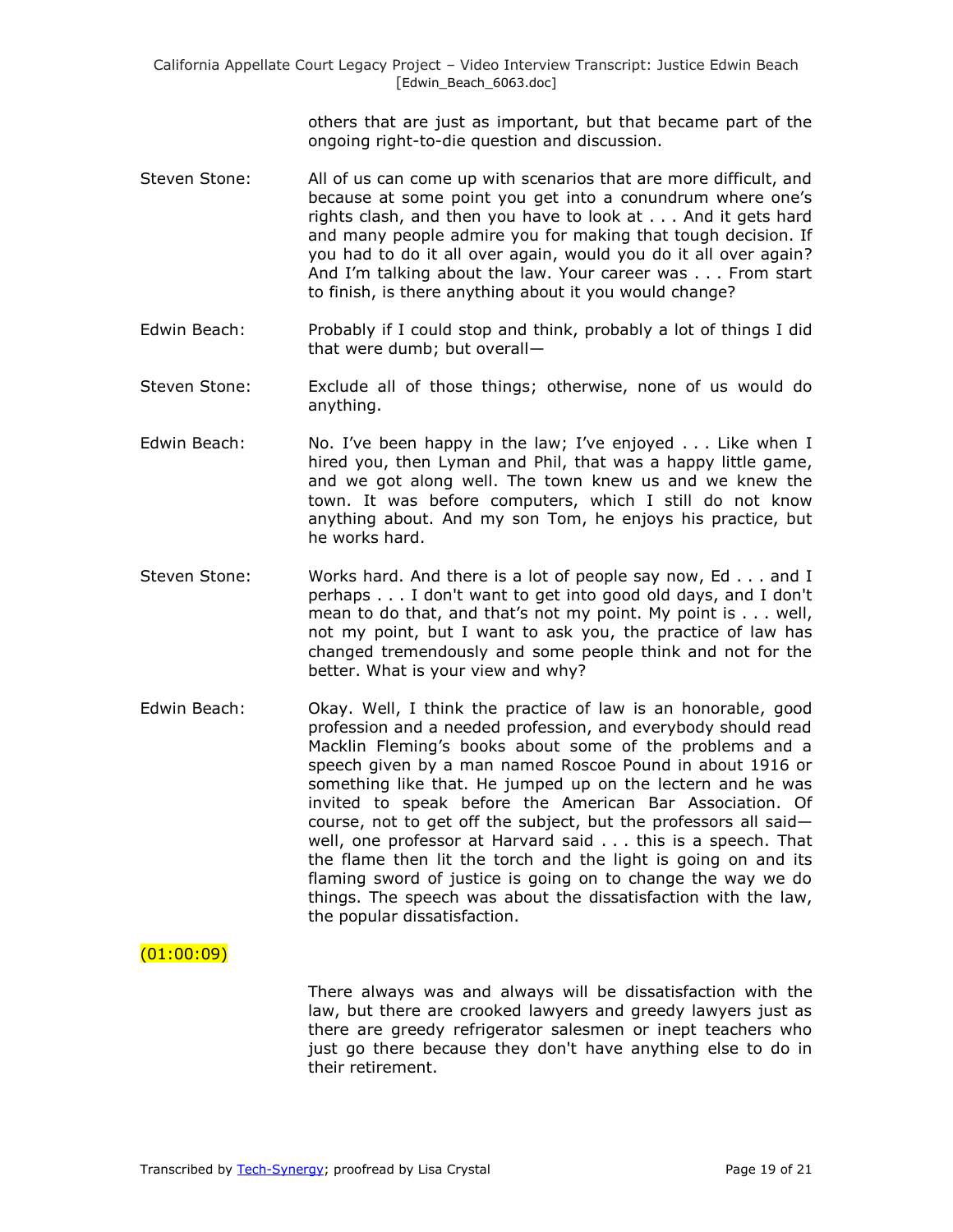others that are just as important, but that became part of the ongoing right-to-die question and discussion.

Steven Stone: All of us can come up with scenarios that are more difficult, and because at some point you get into a conundrum where one's rights clash, and then you have to look at . . . And it gets hard and many people admire you for making that tough decision. If you had to do it all over again, would you do it all over again? And I'm talking about the law. Your career was . . . From start to finish, is there anything about it you would change?

Edwin Beach: Probably if I could stop and think, probably a lot of things I did that were dumb; but overall—

Steven Stone: Exclude all of those things; otherwise, none of us would do anything.

Edwin Beach: No. I've been happy in the law; I've enjoyed . . . Like when I hired you, then Lyman and Phil, that was a happy little game, and we got along well. The town knew us and we knew the town. It was before computers, which I still do not know anything about. And my son Tom, he enjoys his practice, but he works hard.

Steven Stone: Works hard. And there is a lot of people say now, Ed . . . and I perhaps . . . I don't want to get into good old days, and I don't mean to do that, and that's not my point. My point is . . . well, not my point, but I want to ask you, the practice of law has changed tremendously and some people think and not for the better. What is your view and why?

Edwin Beach: Okay. Well, I think the practice of law is an honorable, good profession and a needed profession, and everybody should read Macklin Fleming's books about some of the problems and a speech given by a man named Roscoe Pound in about 1916 or something like that. He jumped up on the lectern and he was invited to speak before the American Bar Association. Of course, not to get off the subject, but the professors all said—well, one professor at Harvard said . . . this is a speech. That the flame then lit the torch and the light is going on and its flaming sword of justice is going on to change the way we do things. The speech was about the dissatisfaction with the law, the popular dissatisfaction.

(01:00:09)

There always was and always will be dissatisfaction with the law, but there are crooked lawyers and greedy lawyers just as there are greedy refrigerator salesmen or inept teachers who just go there because they don't have anything else to do in their retirement.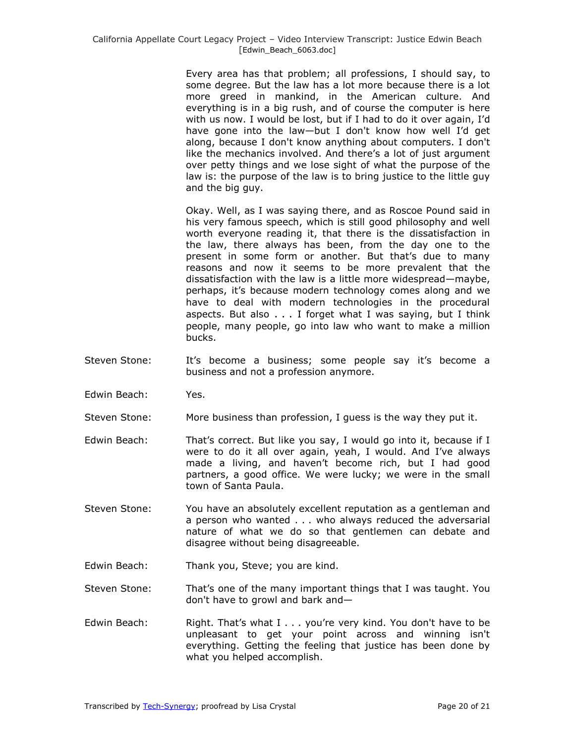Every area has that problem; all professions, I should say, to some degree. But the law has a lot more because there is a lot more greed in mankind, in the American culture. And everything is in a big rush, and of course the computer is here with us now. I would be lost, but if I had to do it over again, I'd have gone into the law—but I don't know how well I'd get along, because I don't know anything about computers. I don't like the mechanics involved. And there's a lot of just argument over petty things and we lose sight of what the purpose of the law is: the purpose of the law is to bring justice to the little guy and the big guy.

Okay. Well, as I was saying there, and as Roscoe Pound said in his very famous speech, which is still good philosophy and well worth everyone reading it, that there is the dissatisfaction in the law, there always has been, from the day one to the present in some form or another. But that's due to many reasons and now it seems to be more prevalent that the dissatisfaction with the law is a little more widespread—maybe, perhaps, it's because modern technology comes along and we have to deal with modern technologies in the procedural aspects. But also . . . I forget what I was saying, but I think people, many people, go into law who want to make a million bucks.

Steven Stone: It's become a business; some people say it's become a business and not a profession anymore.

Edwin Beach: Yes.

Steven Stone: More business than profession, I guess is the way they put it.

Edwin Beach: That's correct. But like you say, I would go into it, because if I were to do it all over again, yeah, I would. And I've always made a living, and haven't become rich, but I had good partners, a good office. We were lucky; we were in the small town of Santa Paula.

Steven Stone: You have an absolutely excellent reputation as a gentleman and a person who wanted . . . who always reduced the adversarial nature of what we do so that gentlemen can debate and disagree without being disagreeable.

Edwin Beach: Thank you, Steve; you are kind.

Steven Stone: That's one of the many important things that I was taught. You don't have to growl and bark and—

Edwin Beach: Right. That's what I . . . you're very kind. You don't have to be unpleasant to get your point across and winning isn't everything. Getting the feeling that justice has been done by what you helped accomplish.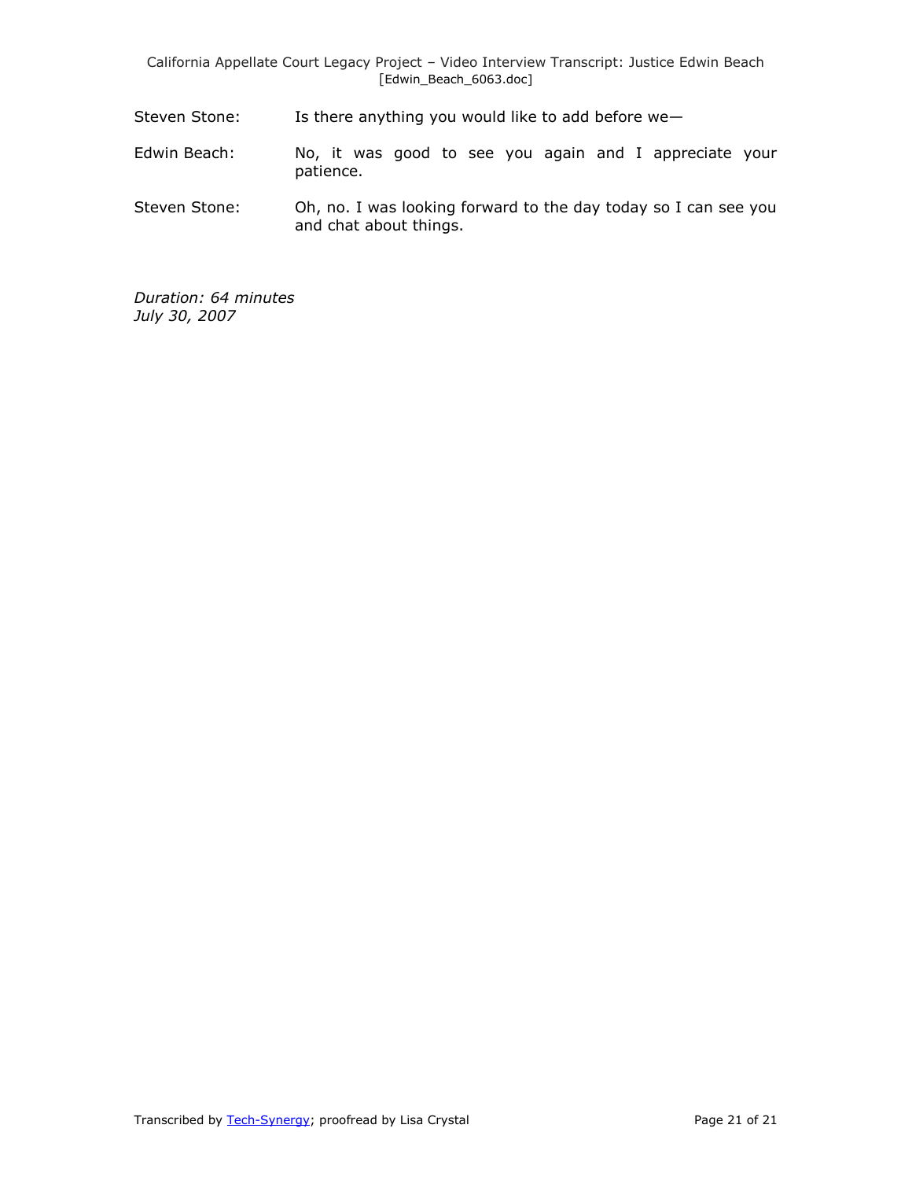Steven Stone: Is there anything you would like to add before we—

Edwin Beach: No, it was good to see you again and I appreciate your patience.

Steven Stone: Oh, no. I was looking forward to the day today so I can see you and chat about things.

*Duration: 64 minutes*
*July 30, 2007*